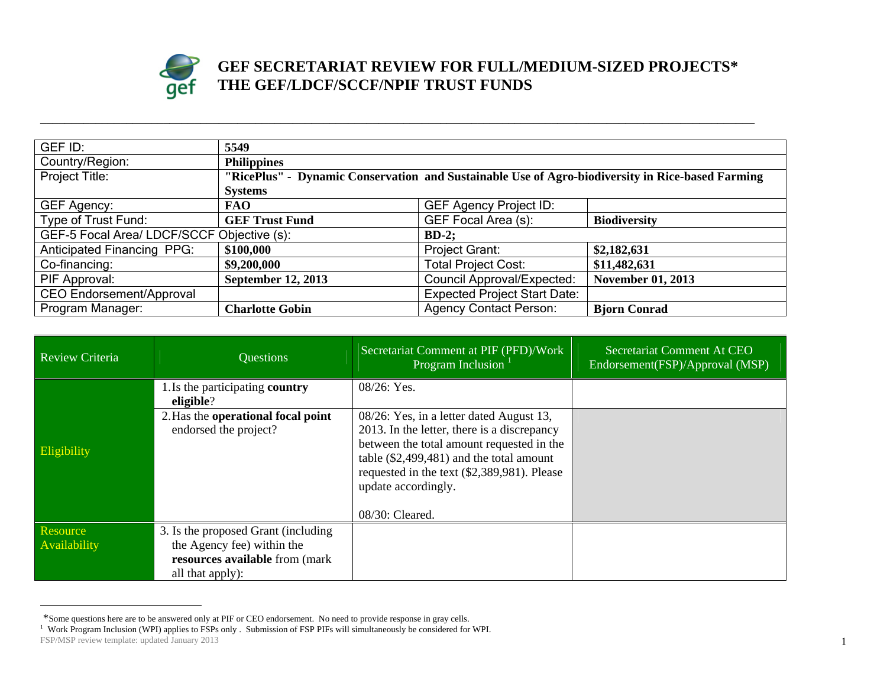# GEF SECRETARIAT REVIEW FOR FULL/MEDIUM-SIZED PROJECTS*
# THE GEF/LDCF/SCCF/NPIF TRUST FUNDS

| | | | |
|---|---|---|---|
| GEF ID: | **5549** | | |
| Country/Region: | **Philippines** | | |
| Project Title: | **"RicePlus" - Dynamic Conservation and Sustainable Use of Agro-biodiversity in Rice-based Farming Systems** | | |
| GEF Agency: | **FAO** | GEF Agency Project ID: | |
| Type of Trust Fund: | **GEF Trust Fund** | GEF Focal Area (s): | **Biodiversity** |
| GEF-5 Focal Area/ LDCF/SCCF Objective (s): | | **BD-2;** | |
| Anticipated Financing PPG: | **$100,000** | Project Grant: | **$2,182,631** |
| Co-financing: | **$9,200,000** | Total Project Cost: | **$11,482,631** |
| PIF Approval: | **September 12, 2013** | Council Approval/Expected: | **November 01, 2013** |
| CEO Endorsement/Approval | | Expected Project Start Date: | |
| Program Manager: | **Charlotte Gobin** | Agency Contact Person: | **Bjorn Conrad** |

| Review Criteria | Questions | Secretariat Comment at PIF (PFD)/Work Program Inclusion [1] | Secretariat Comment At CEO Endorsement(FSP)/Approval (MSP) |
|---|---|---|---|
| Eligibility | 1. Is the participating **country eligible**? | 08/26: Yes. | |
| | 2. Has the **operational focal point** endorsed the project? | 08/26: Yes, in a letter dated August 13, 2013. In the letter, there is a discrepancy between the total amount requested in the table ($2,499,481) and the total amount requested in the text ($2,389,981). Please update accordingly.<br><br>08/30: Cleared. | |
| Resource Availability | 3. Is the proposed Grant (including the Agency fee) within the **resources available** from (mark all that apply): | | |

*Some questions here are to be answered only at PIF or CEO endorsement. No need to provide response in gray cells.

[1] Work Program Inclusion (WPI) applies to FSPs only . Submission of FSP PIFs will simultaneously be considered for WPI.

FSP/MSP review template: updated January 2013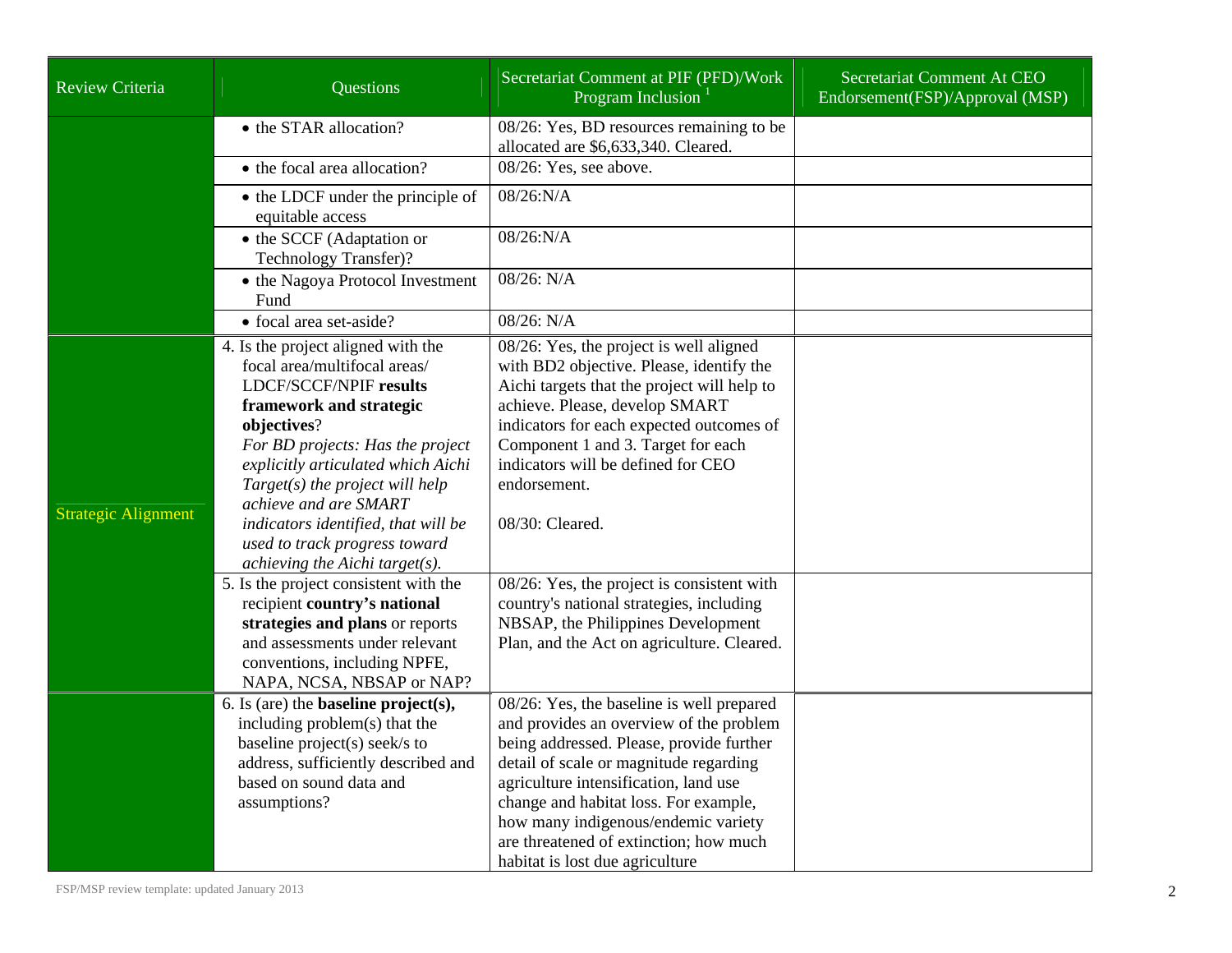| Review Criteria | Questions | Secretariat Comment at PIF (PFD)/Work Program Inclusion [1] | Secretariat Comment At CEO Endorsement(FSP)/Approval (MSP) |
|---|---|---|---|
| | • the STAR allocation? | 08/26: Yes, BD resources remaining to be allocated are $6,633,340. Cleared. | |
| | • the focal area allocation? | 08/26: Yes, see above. | |
| | • the LDCF under the principle of equitable access | 08/26:N/A | |
| | • the SCCF (Adaptation or Technology Transfer)? | 08/26:N/A | |
| | • the Nagoya Protocol Investment Fund | 08/26: N/A | |
| | • focal area set-aside? | 08/26: N/A | |
| Strategic Alignment | 4. Is the project aligned with the focal area/multifocal areas/ LDCF/SCCF/NPIF **results framework and strategic objectives**? *For BD projects: Has the project explicitly articulated which Aichi Target(s) the project will help achieve and are SMART indicators identified, that will be used to track progress toward achieving the Aichi target(s).* | 08/26: Yes, the project is well aligned with BD2 objective. Please, identify the Aichi targets that the project will help to achieve. Please, develop SMART indicators for each expected outcomes of Component 1 and 3. Target for each indicators will be defined for CEO endorsement.<br><br>08/30: Cleared. | |
| | 5. Is the project consistent with the recipient **country's national strategies and plans** or reports and assessments under relevant conventions, including NPFE, NAPA, NCSA, NBSAP or NAP? | 08/26: Yes, the project is consistent with country's national strategies, including NBSAP, the Philippines Development Plan, and the Act on agriculture. Cleared. | |
| | 6. Is (are) the **baseline project(s),** including problem(s) that the baseline project(s) seek/s to address, sufficiently described and based on sound data and assumptions? | 08/26: Yes, the baseline is well prepared and provides an overview of the problem being addressed. Please, provide further detail of scale or magnitude regarding agriculture intensification, land use change and habitat loss. For example, how many indigenous/endemic variety are threatened of extinction; how much habitat is lost due agriculture | |

FSP/MSP review template: updated January 2013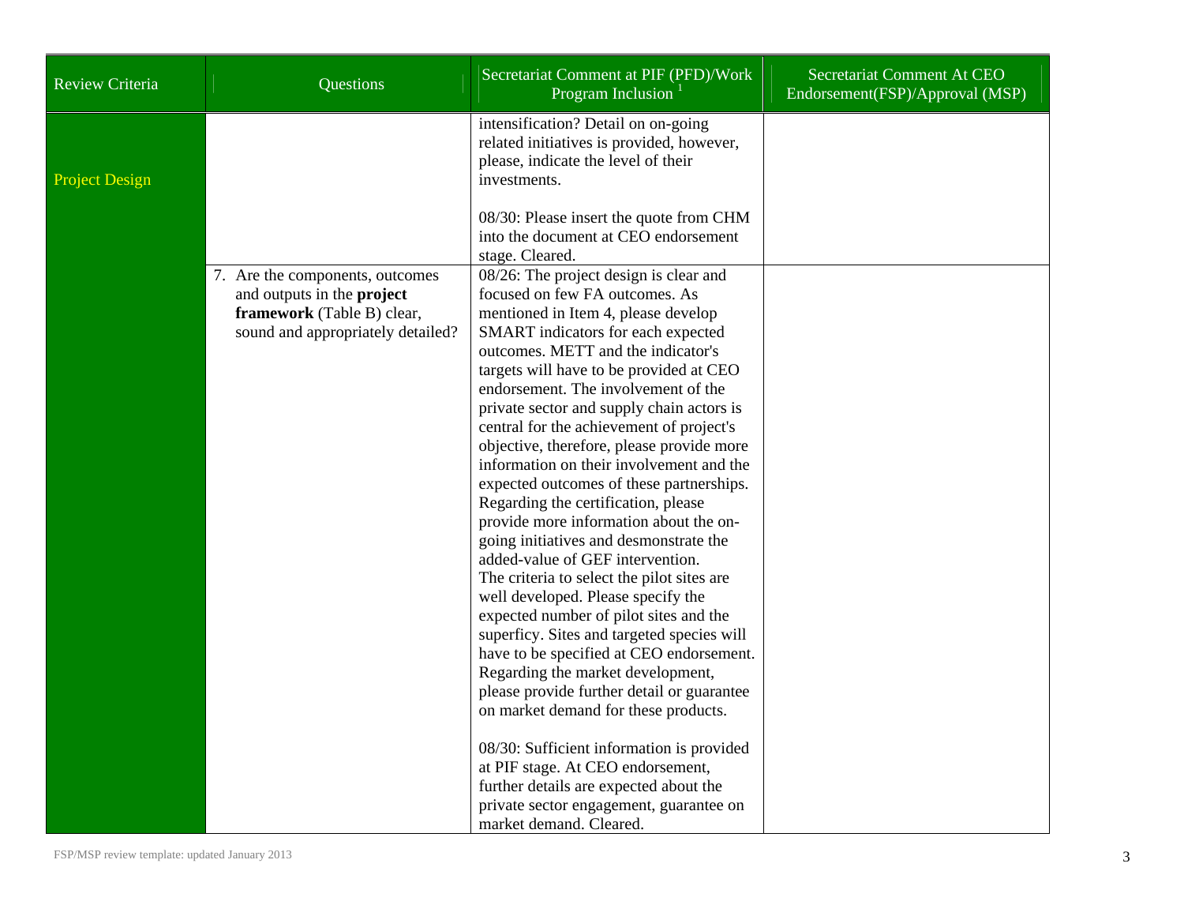| Review Criteria | Questions | Secretariat Comment at PIF (PFD)/Work Program Inclusion [1] | Secretariat Comment At CEO Endorsement(FSP)/Approval (MSP) |
|---|---|---|---|
| Project Design | | intensification? Detail on on-going related initiatives is provided, however, please, indicate the level of their investments.<br><br>08/30: Please insert the quote from CHM into the document at CEO endorsement stage. Cleared. | |
| | 7. Are the components, outcomes and outputs in the **project framework** (Table B) clear, sound and appropriately detailed? | 08/26: The project design is clear and focused on few FA outcomes. As mentioned in Item 4, please develop SMART indicators for each expected outcomes. METT and the indicator's targets will have to be provided at CEO endorsement. The involvement of the private sector and supply chain actors is central for the achievement of project's objective, therefore, please provide more information on their involvement and the expected outcomes of these partnerships. Regarding the certification, please provide more information about the on-going initiatives and desmonstrate the added-value of GEF intervention. The criteria to select the pilot sites are well developed. Please specify the expected number of pilot sites and the superficy. Sites and targeted species will have to be specified at CEO endorsement. Regarding the market development, please provide further detail or guarantee on market demand for these products.<br><br>08/30: Sufficient information is provided at PIF stage. At CEO endorsement, further details are expected about the private sector engagement, guarantee on market demand. Cleared. | |

FSP/MSP review template: updated January 2013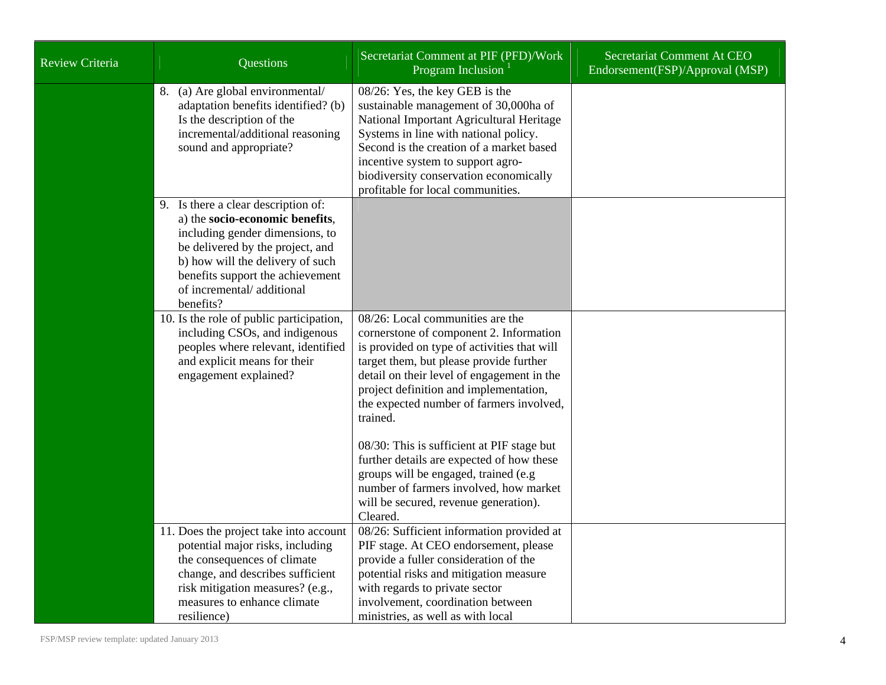| Review Criteria | Questions | Secretariat Comment at PIF (PFD)/Work Program Inclusion [1] | Secretariat Comment At CEO Endorsement(FSP)/Approval (MSP) |
|---|---|---|---|
| | 8. (a) Are global environmental/ adaptation benefits identified? (b) Is the description of the incremental/additional reasoning sound and appropriate? | 08/26: Yes, the key GEB is the sustainable management of 30,000ha of National Important Agricultural Heritage Systems in line with national policy. Second is the creation of a market based incentive system to support agro-biodiversity conservation economically profitable for local communities. | |
| | 9. Is there a clear description of: a) the **socio-economic benefits**, including gender dimensions, to be delivered by the project, and b) how will the delivery of such benefits support the achievement of incremental/ additional benefits? | | |
| | 10. Is the role of public participation, including CSOs, and indigenous peoples where relevant, identified and explicit means for their engagement explained? | 08/26: Local communities are the cornerstone of component 2. Information is provided on type of activities that will target them, but please provide further detail on their level of engagement in the project definition and implementation, the expected number of farmers involved, trained.<br><br>08/30: This is sufficient at PIF stage but further details are expected of how these groups will be engaged, trained (e.g number of farmers involved, how market will be secured, revenue generation). Cleared. | |
| | 11. Does the project take into account potential major risks, including the consequences of climate change, and describes sufficient risk mitigation measures? (e.g., measures to enhance climate resilience) | 08/26: Sufficient information provided at PIF stage. At CEO endorsement, please provide a fuller consideration of the potential risks and mitigation measure with regards to private sector involvement, coordination between ministries, as well as with local | |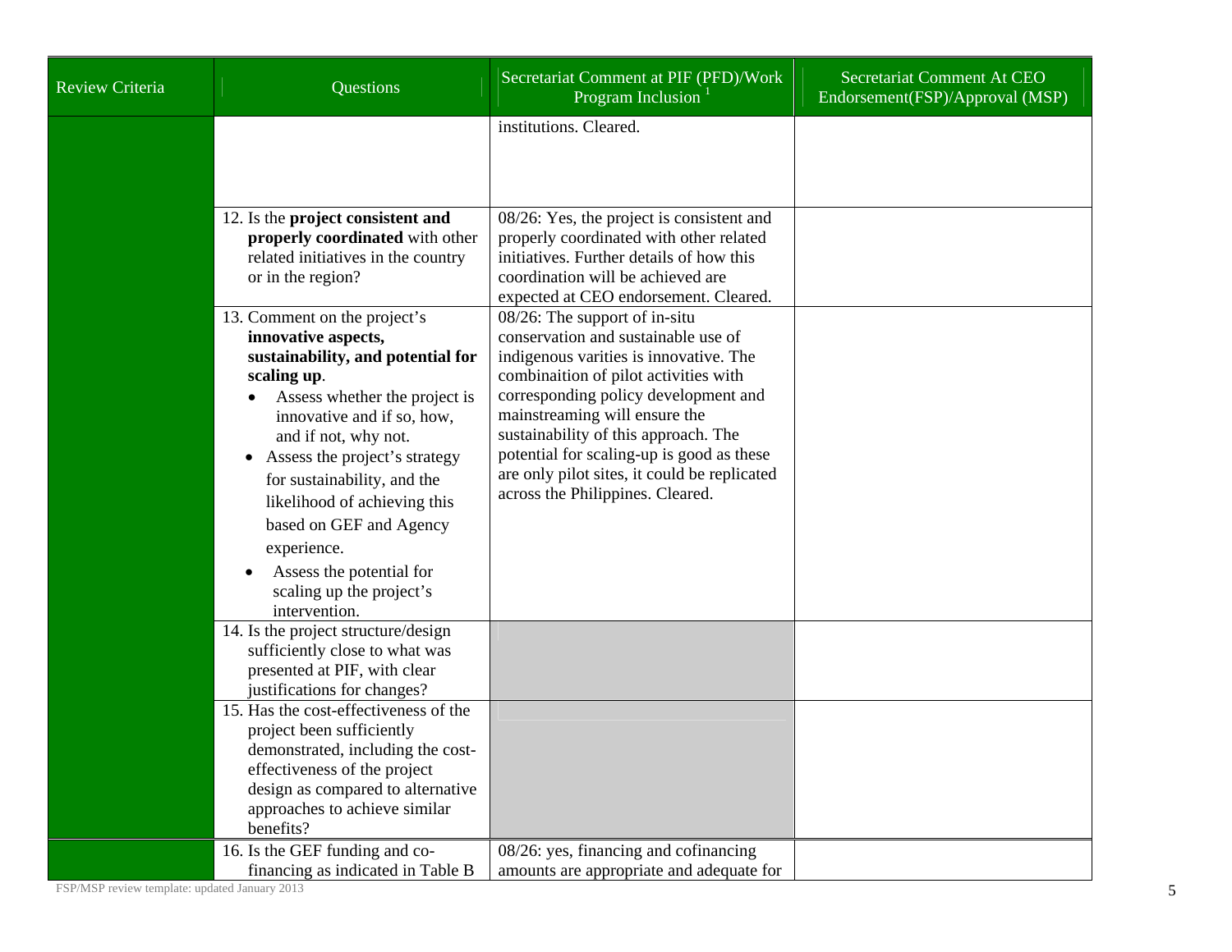| Review Criteria | Questions | Secretariat Comment at PIF (PFD)/Work Program Inclusion [1] | Secretariat Comment At CEO Endorsement(FSP)/Approval (MSP) |
|---|---|---|---|
| | | institutions. Cleared. | |
| | 12. Is the **project consistent and properly coordinated** with other related initiatives in the country or in the region? | 08/26: Yes, the project is consistent and properly coordinated with other related initiatives. Further details of how this coordination will be achieved are expected at CEO endorsement. Cleared. | |
| | 13. Comment on the project's **innovative aspects, sustainability, and potential for scaling up**. <br>• Assess whether the project is innovative and if so, how, and if not, why not. <br>• Assess the project's strategy for sustainability, and the likelihood of achieving this based on GEF and Agency experience. <br>• Assess the potential for scaling up the project's intervention. | 08/26: The support of in-situ conservation and sustainable use of indigenous varities is innovative. The combinaition of pilot activities with corresponding policy development and mainstreaming will ensure the sustainability of this approach. The potential for scaling-up is good as these are only pilot sites, it could be replicated across the Philippines. Cleared. | |
| | 14. Is the project structure/design sufficiently close to what was presented at PIF, with clear justifications for changes? | | |
| | 15. Has the cost-effectiveness of the project been sufficiently demonstrated, including the cost-effectiveness of the project design as compared to alternative approaches to achieve similar benefits? | | |
| | 16. Is the GEF funding and co-financing as indicated in Table B | 08/26: yes, financing and cofinancing amounts are appropriate and adequate for | |

FSP/MSP review template: updated January 2013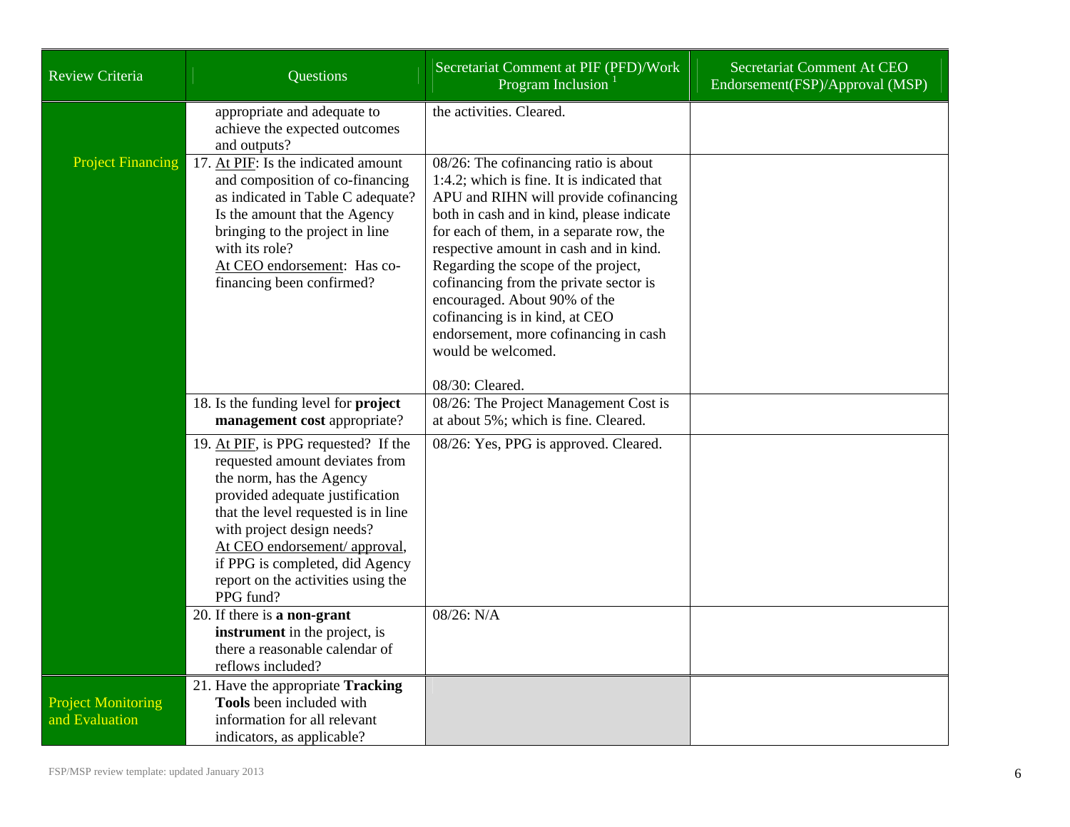| Review Criteria | Questions | Secretariat Comment at PIF (PFD)/Work Program Inclusion [1] | Secretariat Comment At CEO Endorsement(FSP)/Approval (MSP) |
|---|---|---|---|
| | appropriate and adequate to achieve the expected outcomes and outputs? | the activities. Cleared. | |
| Project Financing | 17. At PIF: Is the indicated amount and composition of co-financing as indicated in Table C adequate? Is the amount that the Agency bringing to the project in line with its role? At CEO endorsement: Has co-financing been confirmed? | 08/26: The cofinancing ratio is about 1:4.2; which is fine. It is indicated that APU and RIHN will provide cofinancing both in cash and in kind, please indicate for each of them, in a separate row, the respective amount in cash and in kind. Regarding the scope of the project, cofinancing from the private sector is encouraged. About 90% of the cofinancing is in kind, at CEO endorsement, more cofinancing in cash would be welcomed.<br><br>08/30: Cleared. | |
| | 18. Is the funding level for **project management cost** appropriate? | 08/26: The Project Management Cost is at about 5%; which is fine. Cleared. | |
| | 19. At PIF, is PPG requested? If the requested amount deviates from the norm, has the Agency provided adequate justification that the level requested is in line with project design needs? At CEO endorsement/ approval, if PPG is completed, did Agency report on the activities using the PPG fund? | 08/26: Yes, PPG is approved. Cleared. | |
| | 20. If there is **a non-grant instrument** in the project, is there a reasonable calendar of reflows included? | 08/26: N/A | |
| Project Monitoring and Evaluation | 21. Have the appropriate **Tracking Tools** been included with information for all relevant indicators, as applicable? | | |

FSP/MSP review template: updated January 2013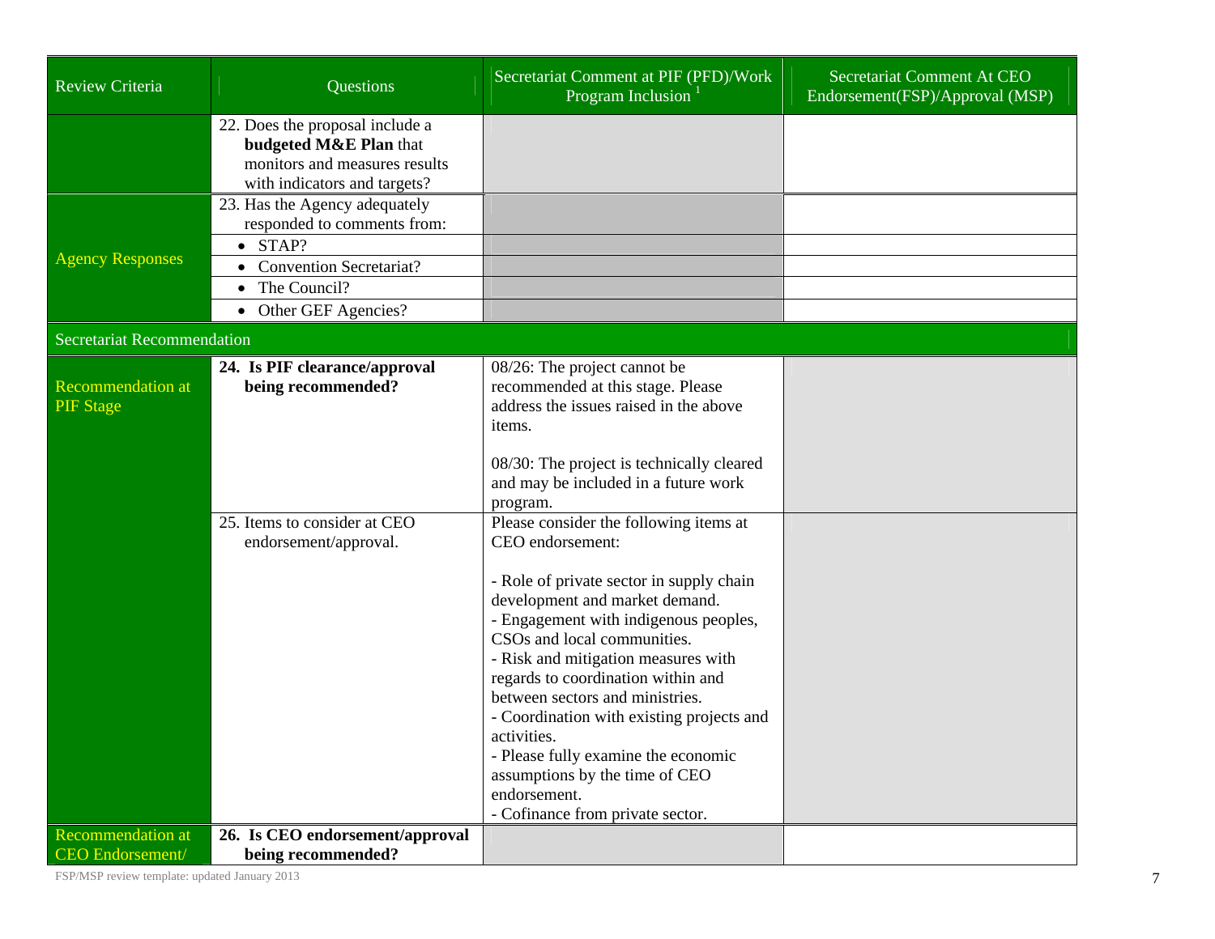| Review Criteria | Questions | Secretariat Comment at PIF (PFD)/Work Program Inclusion [1] | Secretariat Comment At CEO Endorsement(FSP)/Approval (MSP) |
|---|---|---|---|
| | 22. Does the proposal include a **budgeted M&E Plan** that monitors and measures results with indicators and targets? | | |
| Agency Responses | 23. Has the Agency adequately responded to comments from: | | |
| | • STAP? | | |
| | • Convention Secretariat? | | |
| | • The Council? | | |
| | • Other GEF Agencies? | | |
| **Secretariat Recommendation** | | | |
| Recommendation at PIF Stage | **24. Is PIF clearance/approval being recommended?** | 08/26: The project cannot be recommended at this stage. Please address the issues raised in the above items.<br><br>08/30: The project is technically cleared and may be included in a future work program. | |
| | 25. Items to consider at CEO endorsement/approval. | Please consider the following items at CEO endorsement:<br><br>- Role of private sector in supply chain development and market demand.<br>- Engagement with indigenous peoples, CSOs and local communities.<br>- Risk and mitigation measures with regards to coordination within and between sectors and ministries.<br>- Coordination with existing projects and activities.<br>- Please fully examine the economic assumptions by the time of CEO endorsement.<br>- Cofinance from private sector. | |
| Recommendation at CEO Endorsement/ | **26. Is CEO endorsement/approval being recommended?** | | |

FSP/MSP review template: updated January 2013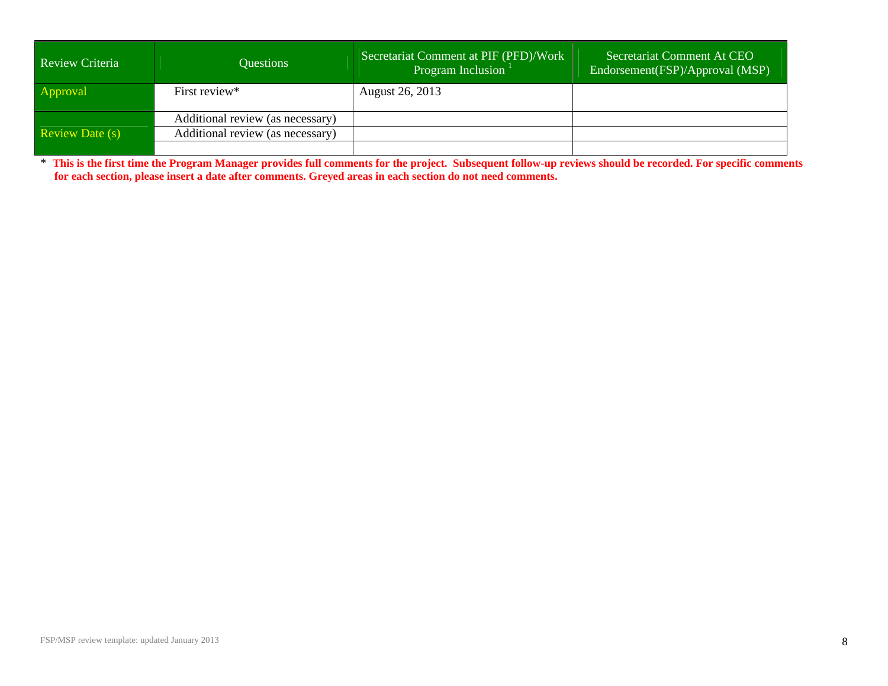| Review Criteria | Questions | Secretariat Comment at PIF (PFD)/Work Program Inclusion [1] | Secretariat Comment At CEO Endorsement(FSP)/Approval (MSP) |
|---|---|---|---|
| Approval | First review* | August 26, 2013 | |
| Review Date (s) | Additional review (as necessary) | | |
| | Additional review (as necessary) | | |
| | | | |

\* **This is the first time the Program Manager provides full comments for the project. Subsequent follow-up reviews should be recorded. For specific comments for each section, please insert a date after comments. Greyed areas in each section do not need comments.**

FSP/MSP review template: updated January 2013